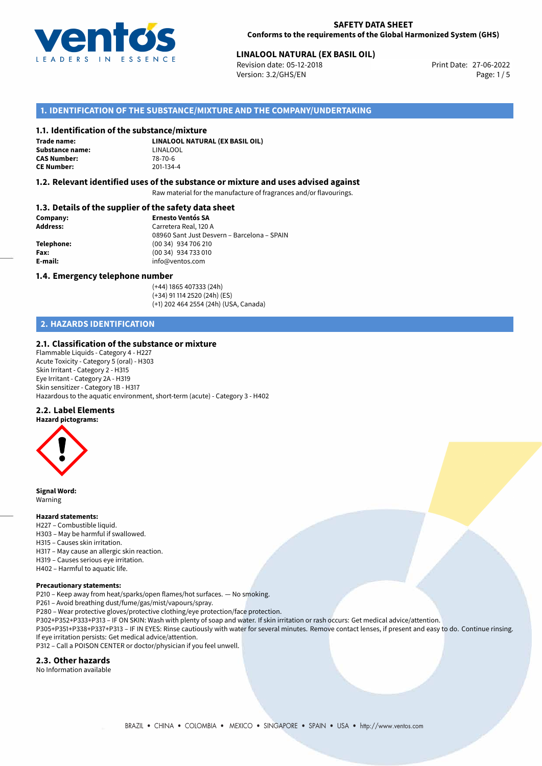**SAFETY DATA SHEET**
**Conforms to the requirements of the Global Harmonized System (GHS)**

**LINALOOL NATURAL (EX BASIL OIL)**
Revision date: 05-12-2018
Version: 3.2/GHS/EN
Print Date: 27-06-2022

## 1. IDENTIFICATION OF THE SUBSTANCE/MIXTURE AND THE COMPANY/UNDERTAKING

### 1.1. Identification of the substance/mixture

**Trade name:** **LINALOOL NATURAL (EX BASIL OIL)**
**Substance name:** LINALOOL
**CAS Number:** 78-70-6
**CE Number:** 201-134-4

### 1.2. Relevant identified uses of the substance or mixture and uses advised against

Raw material for the manufacture of fragrances and/or flavourings.

### 1.3. Details of the supplier of the safety data sheet

**Company:** **Ernesto Ventós SA**
**Address:** Carretera Real, 120 A
08960 Sant Just Desvern – Barcelona – SPAIN
**Telephone:** (00 34) 934 706 210
**Fax:** (00 34) 934 733 010
**E-mail:** info@ventos.com

### 1.4. Emergency telephone number

(+44) 1865 407333 (24h)
(+34) 91 114 2520 (24h) (ES)
(+1) 202 464 2554 (24h) (USA, Canada)

## 2. HAZARDS IDENTIFICATION

### 2.1. Classification of the substance or mixture

Flammable Liquids - Category 4 - H227
Acute Toxicity - Category 5 (oral) - H303
Skin Irritant - Category 2 - H315
Eye Irritant - Category 2A - H319
Skin sensitizer - Category 1B - H317
Hazardous to the aquatic environment, short-term (acute) - Category 3 - H402

### 2.2. Label Elements

**Hazard pictograms:**

**Signal Word:**
Warning

**Hazard statements:**
H227 – Combustible liquid.
H303 – May be harmful if swallowed.
H315 – Causes skin irritation.
H317 – May cause an allergic skin reaction.
H319 – Causes serious eye irritation.
H402 – Harmful to aquatic life.

**Precautionary statements:**
P210 – Keep away from heat/sparks/open flames/hot surfaces. — No smoking.
P261 – Avoid breathing dust/fume/gas/mist/vapours/spray.
P280 – Wear protective gloves/protective clothing/eye protection/face protection.
P302+P352+P333+P313 – IF ON SKIN: Wash with plenty of soap and water. If skin irritation or rash occurs: Get medical advice/attention.
P305+P351+P338+P337+P313 – IF IN EYES: Rinse cautiously with water for several minutes. Remove contact lenses, if present and easy to do. Continue rinsing. If eye irritation persists: Get medical advice/attention.
P312 – Call a POISON CENTER or doctor/physician if you feel unwell.

### 2.3. Other hazards

No Information available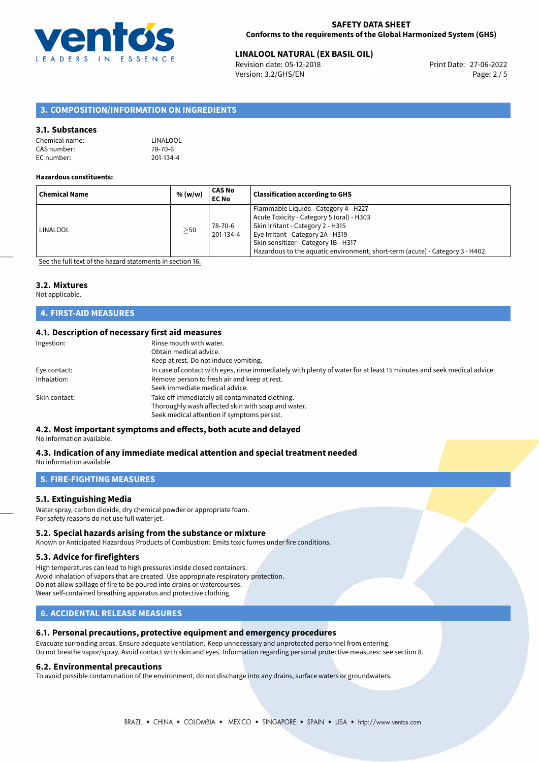## 3. COMPOSITION/INFORMATION ON INGREDIENTS

### 3.1. Substances

Chemical name: LINALOOL
CAS number: 78-70-6
EC number: 201-134-4

**Hazardous constituents:**

| Chemical Name | % (w/w) | CAS No EC No | Classification according to GHS |
|---|---|---|---|
| LINALOOL | ≥50 | 78-70-6 201-134-4 | Flammable Liquids - Category 4 - H227 Acute Toxicity - Category 5 (oral) - H303 Skin Irritant - Category 2 - H315 Eye Irritant - Category 2A - H319 Skin sensitizer - Category 1B - H317 Hazardous to the aquatic environment, short-term (acute) - Category 3 - H402 |

See the full text of the hazard statements in section 16.

### 3.2. Mixtures

Not applicable.

## 4. FIRST-AID MEASURES

### 4.1. Description of necessary first aid measures

Ingestion: Rinse mouth with water.
Obtain medical advice.
Keep at rest. Do not induce vomiting.

Eye contact: In case of contact with eyes, rinse immediately with plenty of water for at least 15 minutes and seek medical advice.

Inhalation: Remove person to fresh air and keep at rest.
Seek immediate medical advice.

Skin contact: Take off immediately all contaminated clothing.
Thoroughly wash affected skin with soap and water.
Seek medical attention if symptoms persist.

### 4.2. Most important symptoms and effects, both acute and delayed

No information available.

### 4.3. Indication of any immediate medical attention and special treatment needed

No information available.

## 5. FIRE-FIGHTING MEASURES

### 5.1. Extinguishing Media

Water spray, carbon dioxide, dry chemical powder or appropriate foam.
For safety reasons do not use full water jet.

### 5.2. Special hazards arising from the substance or mixture

Known or Anticipated Hazardous Products of Combustion: Emits toxic fumes under fire conditions.

### 5.3. Advice for firefighters

High temperatures can lead to high pressures inside closed containers.
Avoid inhalation of vapors that are created. Use appropriate respiratory protection.
Do not allow spillage of fire to be poured into drains or watercourses.
Wear self-contained breathing apparatus and protective clothing.

## 6. ACCIDENTAL RELEASE MEASURES

### 6.1. Personal precautions, protective equipment and emergency procedures

Evacuate surrounding areas. Ensure adequate ventilation. Keep unnecessary and unprotected personnel from entering.
Do not breathe vapor/spray. Avoid contact with skin and eyes. Information regarding personal protective measures: see section 8.

### 6.2. Environmental precautions

To avoid possible contamination of the environment, do not discharge into any drains, surface waters or groundwaters.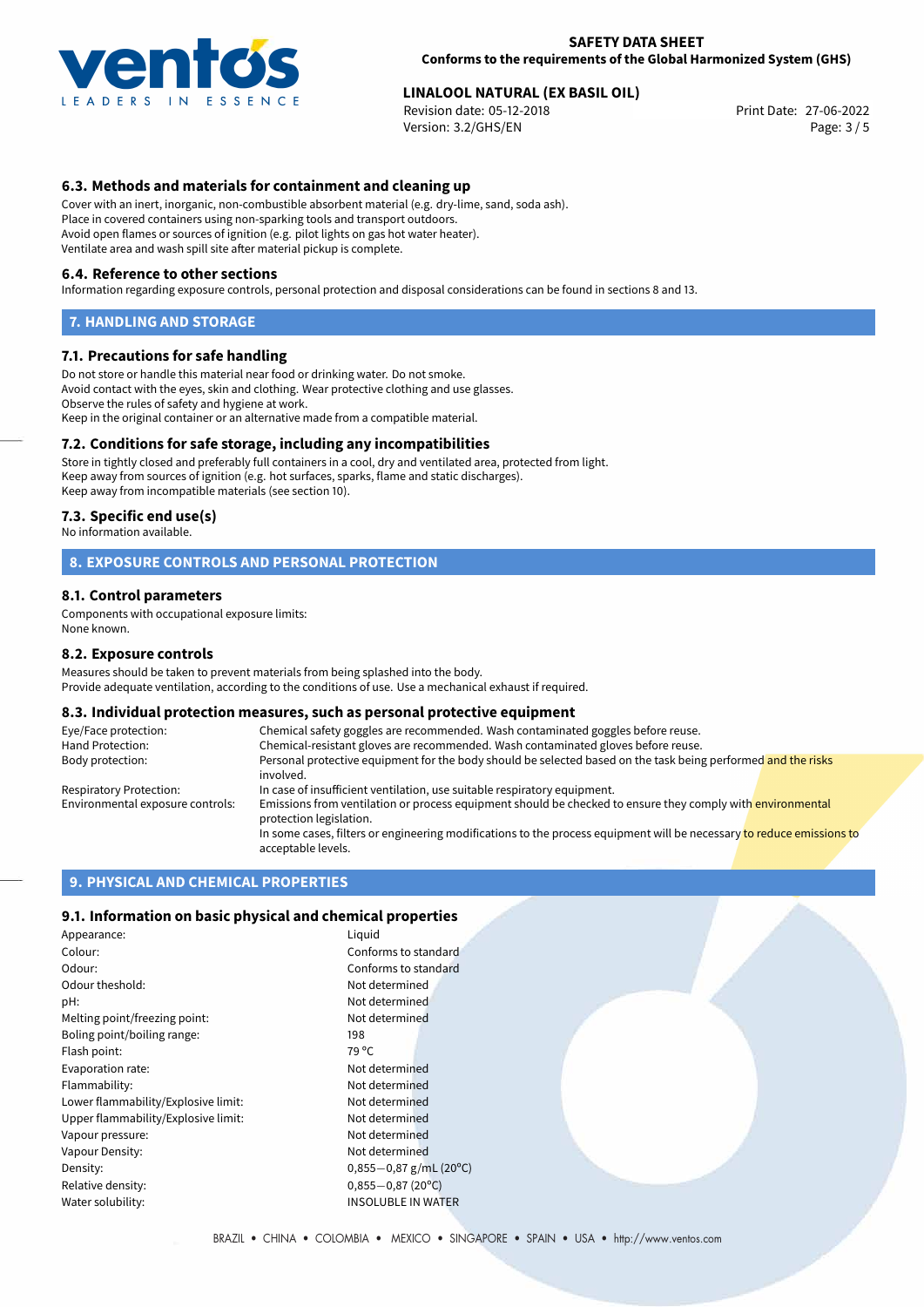### 6.3. Methods and materials for containment and cleaning up

Cover with an inert, inorganic, non-combustible absorbent material (e.g. dry-lime, sand, soda ash).
Place in covered containers using non-sparking tools and transport outdoors.
Avoid open flames or sources of ignition (e.g. pilot lights on gas hot water heater).
Ventilate area and wash spill site after material pickup is complete.

### 6.4. Reference to other sections

Information regarding exposure controls, personal protection and disposal considerations can be found in sections 8 and 13.

## 7. HANDLING AND STORAGE

### 7.1. Precautions for safe handling

Do not store or handle this material near food or drinking water. Do not smoke.
Avoid contact with the eyes, skin and clothing. Wear protective clothing and use glasses.
Observe the rules of safety and hygiene at work.
Keep in the original container or an alternative made from a compatible material.

### 7.2. Conditions for safe storage, including any incompatibilities

Store in tightly closed and preferably full containers in a cool, dry and ventilated area, protected from light.
Keep away from sources of ignition (e.g. hot surfaces, sparks, flame and static discharges).
Keep away from incompatible materials (see section 10).

### 7.3. Specific end use(s)

No information available.

## 8. EXPOSURE CONTROLS AND PERSONAL PROTECTION

### 8.1. Control parameters

Components with occupational exposure limits:
None known.

### 8.2. Exposure controls

Measures should be taken to prevent materials from being splashed into the body.
Provide adequate ventilation, according to the conditions of use. Use a mechanical exhaust if required.

### 8.3. Individual protection measures, such as personal protective equipment

| | |
|---|---|
| Eye/Face protection: | Chemical safety goggles are recommended. Wash contaminated goggles before reuse. |
| Hand Protection: | Chemical-resistant gloves are recommended. Wash contaminated gloves before reuse. |
| Body protection: | Personal protective equipment for the body should be selected based on the task being performed and the risks involved. |
| Respiratory Protection: | In case of insufficient ventilation, use suitable respiratory equipment. |
| Environmental exposure controls: | Emissions from ventilation or process equipment should be checked to ensure they comply with environmental protection legislation. In some cases, filters or engineering modifications to the process equipment will be necessary to reduce emissions to acceptable levels. |

## 9. PHYSICAL AND CHEMICAL PROPERTIES

### 9.1. Information on basic physical and chemical properties

| | |
|---|---|
| Appearance: | Liquid |
| Colour: | Conforms to standard |
| Odour: | Conforms to standard |
| Odour theshold: | Not determined |
| pH: | Not determined |
| Melting point/freezing point: | Not determined |
| Boling point/boiling range: | 198 |
| Flash point: | 79 °C |
| Evaporation rate: | Not determined |
| Flammability: | Not determined |
| Lower flammability/Explosive limit: | Not determined |
| Upper flammability/Explosive limit: | Not determined |
| Vapour pressure: | Not determined |
| Vapour Density: | Not determined |
| Density: | 0,855−0,87 g/mL (20°C) |
| Relative density: | 0,855−0,87 (20°C) |
| Water solubility: | INSOLUBLE IN WATER |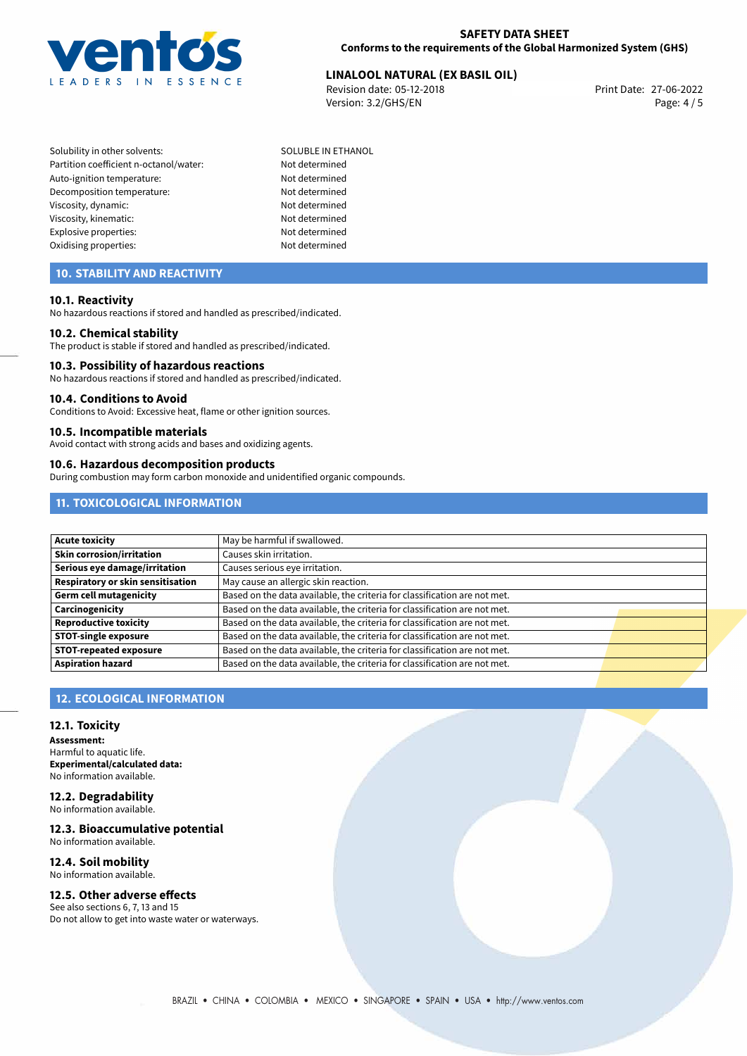| | |
|---|---|
| Solubility in other solvents: | SOLUBLE IN ETHANOL |
| Partition coefficient n-octanol/water: | Not determined |
| Auto-ignition temperature: | Not determined |
| Decomposition temperature: | Not determined |
| Viscosity, dynamic: | Not determined |
| Viscosity, kinematic: | Not determined |
| Explosive properties: | Not determined |
| Oxidising properties: | Not determined |

## 10. STABILITY AND REACTIVITY

### 10.1. Reactivity

No hazardous reactions if stored and handled as prescribed/indicated.

### 10.2. Chemical stability

The product is stable if stored and handled as prescribed/indicated.

### 10.3. Possibility of hazardous reactions

No hazardous reactions if stored and handled as prescribed/indicated.

### 10.4. Conditions to Avoid

Conditions to Avoid: Excessive heat, flame or other ignition sources.

### 10.5. Incompatible materials

Avoid contact with strong acids and bases and oxidizing agents.

### 10.6. Hazardous decomposition products

During combustion may form carbon monoxide and unidentified organic compounds.

## 11. TOXICOLOGICAL INFORMATION

| | |
|---|---|
| **Acute toxicity** | May be harmful if swallowed. |
| **Skin corrosion/irritation** | Causes skin irritation. |
| **Serious eye damage/irritation** | Causes serious eye irritation. |
| **Respiratory or skin sensitisation** | May cause an allergic skin reaction. |
| **Germ cell mutagenicity** | Based on the data available, the criteria for classification are not met. |
| **Carcinogenicity** | Based on the data available, the criteria for classification are not met. |
| **Reproductive toxicity** | Based on the data available, the criteria for classification are not met. |
| **STOT-single exposure** | Based on the data available, the criteria for classification are not met. |
| **STOT-repeated exposure** | Based on the data available, the criteria for classification are not met. |
| **Aspiration hazard** | Based on the data available, the criteria for classification are not met. |

## 12. ECOLOGICAL INFORMATION

### 12.1. Toxicity

**Assessment:**
Harmful to aquatic life.
**Experimental/calculated data:**
No information available.

### 12.2. Degradability

No information available.

### 12.3. Bioaccumulative potential

No information available.

### 12.4. Soil mobility

No information available.

### 12.5. Other adverse effects

See also sections 6, 7, 13 and 15
Do not allow to get into waste water or waterways.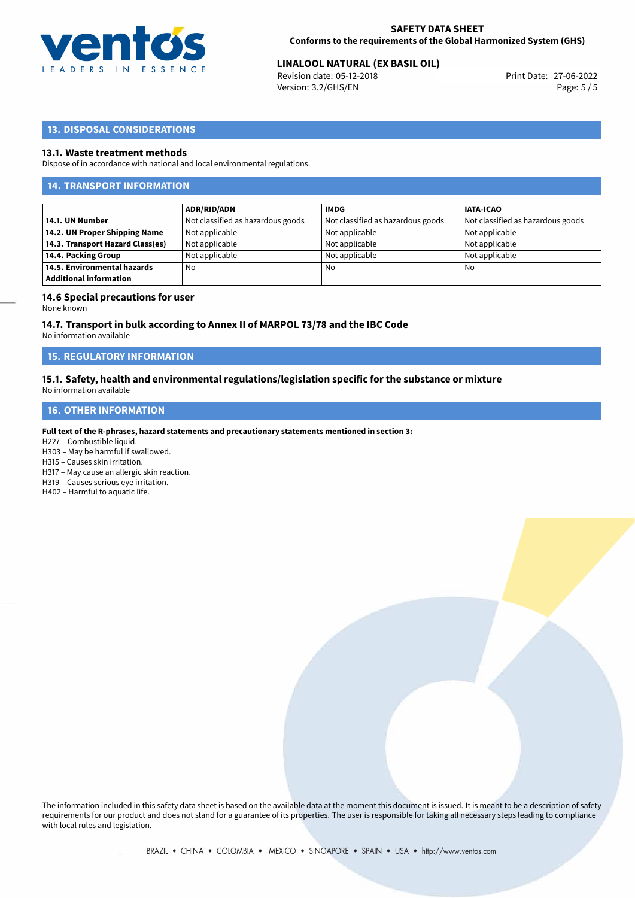## 13. DISPOSAL CONSIDERATIONS

### 13.1. Waste treatment methods

Dispose of in accordance with national and local environmental regulations.

## 14. TRANSPORT INFORMATION

| | ADR/RID/ADN | IMDG | IATA-ICAO |
|---|---|---|---|
| **14.1. UN Number** | Not classified as hazardous goods | Not classified as hazardous goods | Not classified as hazardous goods |
| **14.2. UN Proper Shipping Name** | Not applicable | Not applicable | Not applicable |
| **14.3. Transport Hazard Class(es)** | Not applicable | Not applicable | Not applicable |
| **14.4. Packing Group** | Not applicable | Not applicable | Not applicable |
| **14.5. Environmental hazards** | No | No | No |
| **Additional information** | | | |

### 14.6 Special precautions for user

None known

### 14.7. Transport in bulk according to Annex II of MARPOL 73/78 and the IBC Code

No information available

## 15. REGULATORY INFORMATION

### 15.1. Safety, health and environmental regulations/legislation specific for the substance or mixture

No information available

## 16. OTHER INFORMATION

**Full text of the R-phrases, hazard statements and precautionary statements mentioned in section 3:**

H227 – Combustible liquid.
H303 – May be harmful if swallowed.
H315 – Causes skin irritation.
H317 – May cause an allergic skin reaction.
H319 – Causes serious eye irritation.
H402 – Harmful to aquatic life.

The information included in this safety data sheet is based on the available data at the moment this document is issued. It is meant to be a description of safety requirements for our product and does not stand for a guarantee of its properties. The user is responsible for taking all necessary steps leading to compliance with local rules and legislation.